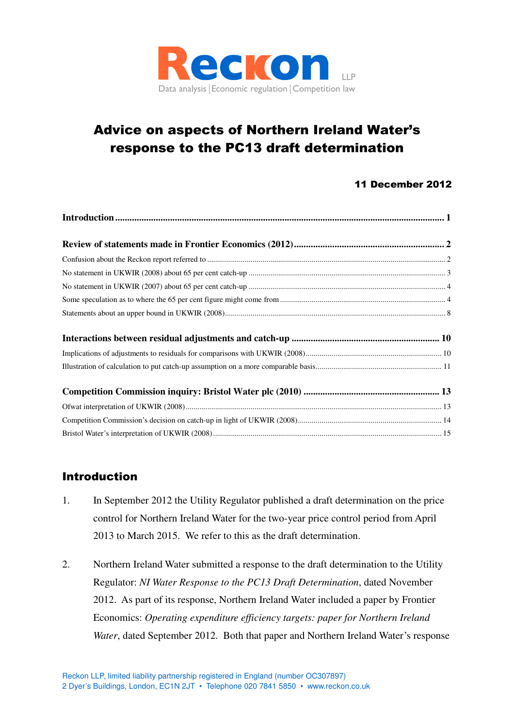Reckon LLP
Data analysis | Economic regulation | Competition law

# Advice on aspects of Northern Ireland Water's response to the PC13 draft determination

**11 December 2012**

**Introduction** .......... 1

**Review of statements made in Frontier Economics (2012)** .......... 2

Confusion about the Reckon report referred to .......... 2

No statement in UKWIR (2008) about 65 per cent catch-up .......... 3

No statement in UKWIR (2007) about 65 per cent catch-up .......... 4

Some speculation as to where the 65 per cent figure might come from .......... 4

Statements about an upper bound in UKWIR (2008) .......... 8

**Interactions between residual adjustments and catch-up** .......... 10

Implications of adjustments to residuals for comparisons with UKWIR (2008) .......... 10

Illustration of calculation to put catch-up assumption on a more comparable basis .......... 11

**Competition Commission inquiry: Bristol Water plc (2010)** .......... 13

Ofwat interpretation of UKWIR (2008) .......... 13

Competition Commission's decision on catch-up in light of UKWIR (2008) .......... 14

Bristol Water's interpretation of UKWIR (2008) .......... 15

## Introduction

1. In September 2012 the Utility Regulator published a draft determination on the price control for Northern Ireland Water for the two-year price control period from April 2013 to March 2015. We refer to this as the draft determination.

2. Northern Ireland Water submitted a response to the draft determination to the Utility Regulator: *NI Water Response to the PC13 Draft Determination*, dated November 2012. As part of its response, Northern Ireland Water included a paper by Frontier Economics: *Operating expenditure efficiency targets: paper for Northern Ireland Water*, dated September 2012. Both that paper and Northern Ireland Water's response

Reckon LLP, limited liability partnership registered in England (number OC307897)
2 Dyer's Buildings, London, EC1N 2JT • Telephone 020 7841 5850 • www.reckon.co.uk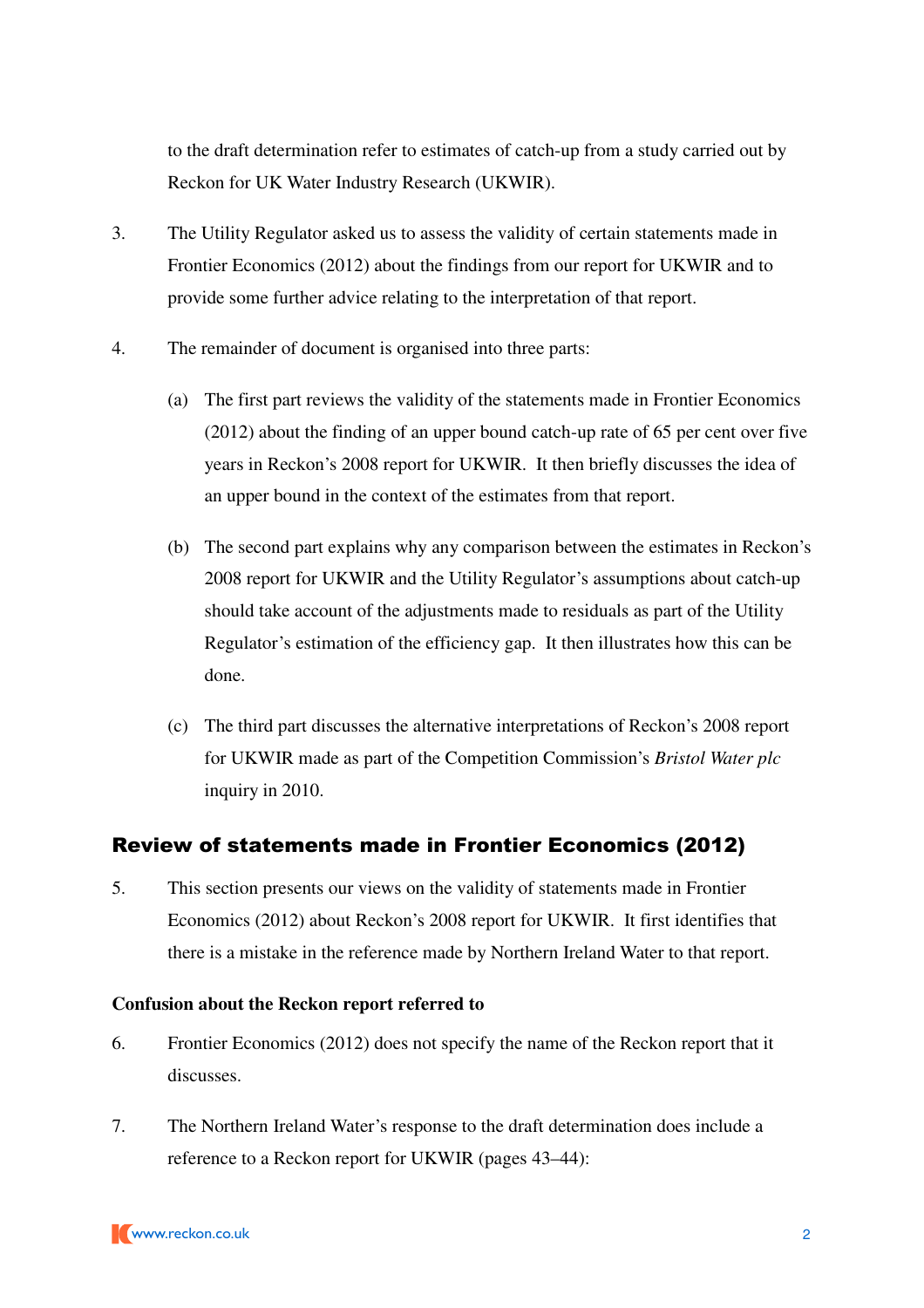to the draft determination refer to estimates of catch-up from a study carried out by Reckon for UK Water Industry Research (UKWIR).

3. The Utility Regulator asked us to assess the validity of certain statements made in Frontier Economics (2012) about the findings from our report for UKWIR and to provide some further advice relating to the interpretation of that report.

4. The remainder of document is organised into three parts:

   (a) The first part reviews the validity of the statements made in Frontier Economics (2012) about the finding of an upper bound catch-up rate of 65 per cent over five years in Reckon's 2008 report for UKWIR. It then briefly discusses the idea of an upper bound in the context of the estimates from that report.

   (b) The second part explains why any comparison between the estimates in Reckon's 2008 report for UKWIR and the Utility Regulator's assumptions about catch-up should take account of the adjustments made to residuals as part of the Utility Regulator's estimation of the efficiency gap. It then illustrates how this can be done.

   (c) The third part discusses the alternative interpretations of Reckon's 2008 report for UKWIR made as part of the Competition Commission's *Bristol Water plc* inquiry in 2010.

## Review of statements made in Frontier Economics (2012)

5. This section presents our views on the validity of statements made in Frontier Economics (2012) about Reckon's 2008 report for UKWIR. It first identifies that there is a mistake in the reference made by Northern Ireland Water to that report.

**Confusion about the Reckon report referred to**

6. Frontier Economics (2012) does not specify the name of the Reckon report that it discusses.

7. The Northern Ireland Water's response to the draft determination does include a reference to a Reckon report for UKWIR (pages 43–44):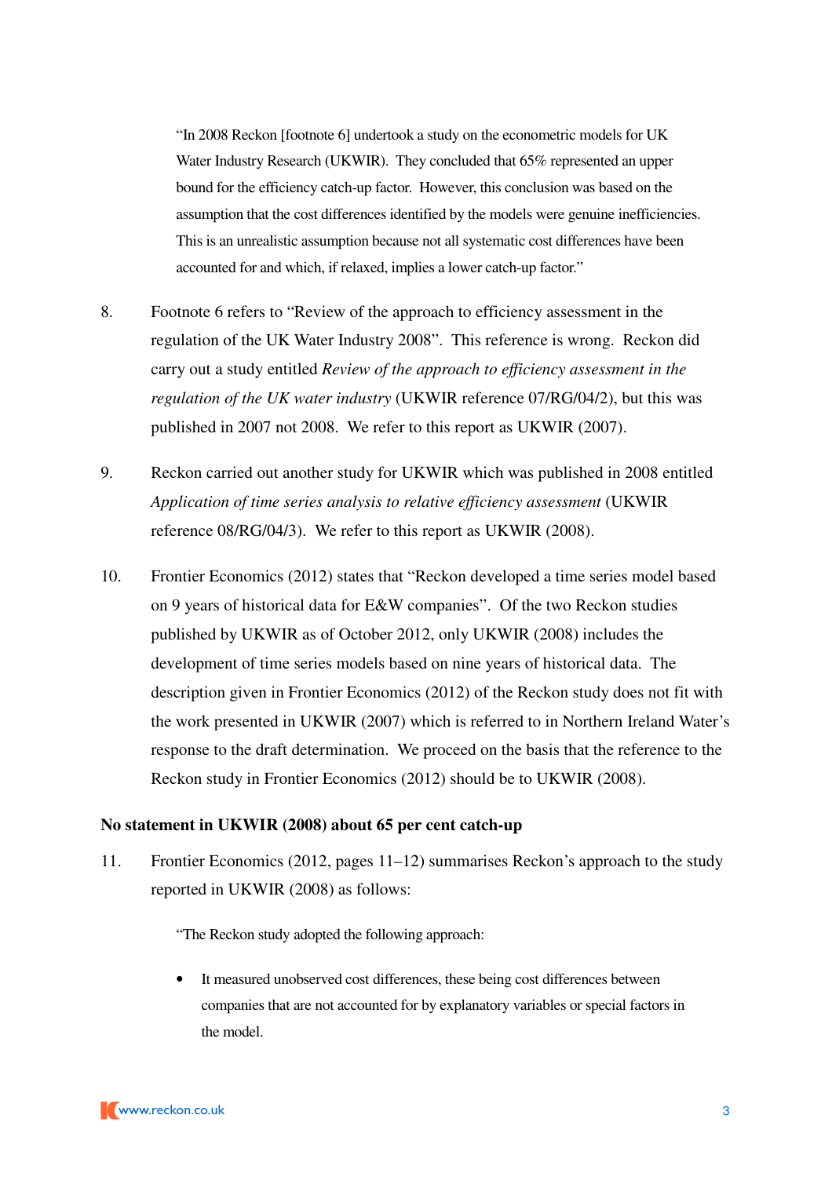> "In 2008 Reckon [footnote 6] undertook a study on the econometric models for UK Water Industry Research (UKWIR). They concluded that 65% represented an upper bound for the efficiency catch-up factor. However, this conclusion was based on the assumption that the cost differences identified by the models were genuine inefficiencies. This is an unrealistic assumption because not all systematic cost differences have been accounted for and which, if relaxed, implies a lower catch-up factor."

8. Footnote 6 refers to "Review of the approach to efficiency assessment in the regulation of the UK Water Industry 2008". This reference is wrong. Reckon did carry out a study entitled *Review of the approach to efficiency assessment in the regulation of the UK water industry* (UKWIR reference 07/RG/04/2), but this was published in 2007 not 2008. We refer to this report as UKWIR (2007).

9. Reckon carried out another study for UKWIR which was published in 2008 entitled *Application of time series analysis to relative efficiency assessment* (UKWIR reference 08/RG/04/3). We refer to this report as UKWIR (2008).

10. Frontier Economics (2012) states that "Reckon developed a time series model based on 9 years of historical data for E&W companies". Of the two Reckon studies published by UKWIR as of October 2012, only UKWIR (2008) includes the development of time series models based on nine years of historical data. The description given in Frontier Economics (2012) of the Reckon study does not fit with the work presented in UKWIR (2007) which is referred to in Northern Ireland Water's response to the draft determination. We proceed on the basis that the reference to the Reckon study in Frontier Economics (2012) should be to UKWIR (2008).

**No statement in UKWIR (2008) about 65 per cent catch-up**

11. Frontier Economics (2012, pages 11–12) summarises Reckon's approach to the study reported in UKWIR (2008) as follows:

> "The Reckon study adopted the following approach:
>
> - It measured unobserved cost differences, these being cost differences between companies that are not accounted for by explanatory variables or special factors in the model.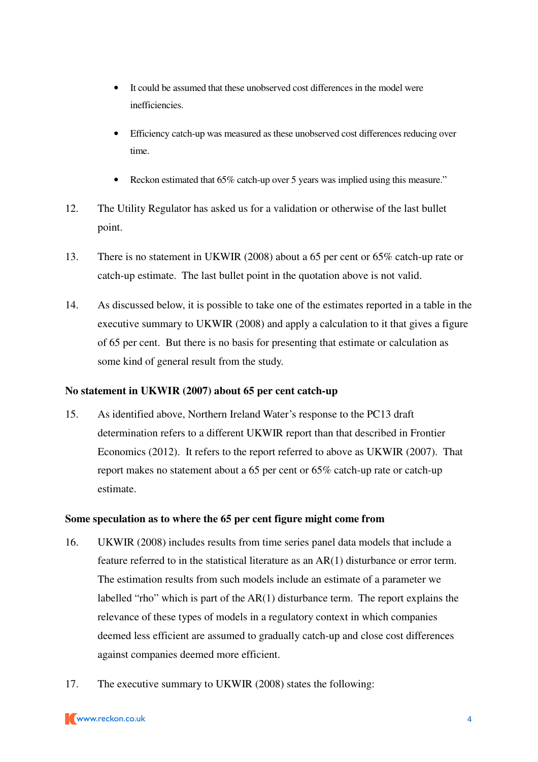- It could be assumed that these unobserved cost differences in the model were inefficiencies.
- Efficiency catch-up was measured as these unobserved cost differences reducing over time.
- Reckon estimated that 65% catch-up over 5 years was implied using this measure."

12. The Utility Regulator has asked us for a validation or otherwise of the last bullet point.

13. There is no statement in UKWIR (2008) about a 65 per cent or 65% catch-up rate or catch-up estimate. The last bullet point in the quotation above is not valid.

14. As discussed below, it is possible to take one of the estimates reported in a table in the executive summary to UKWIR (2008) and apply a calculation to it that gives a figure of 65 per cent. But there is no basis for presenting that estimate or calculation as some kind of general result from the study.

**No statement in UKWIR (2007) about 65 per cent catch-up**

15. As identified above, Northern Ireland Water's response to the PC13 draft determination refers to a different UKWIR report than that described in Frontier Economics (2012). It refers to the report referred to above as UKWIR (2007). That report makes no statement about a 65 per cent or 65% catch-up rate or catch-up estimate.

**Some speculation as to where the 65 per cent figure might come from**

16. UKWIR (2008) includes results from time series panel data models that include a feature referred to in the statistical literature as an AR(1) disturbance or error term. The estimation results from such models include an estimate of a parameter we labelled "rho" which is part of the AR(1) disturbance term. The report explains the relevance of these types of models in a regulatory context in which companies deemed less efficient are assumed to gradually catch-up and close cost differences against companies deemed more efficient.

17. The executive summary to UKWIR (2008) states the following: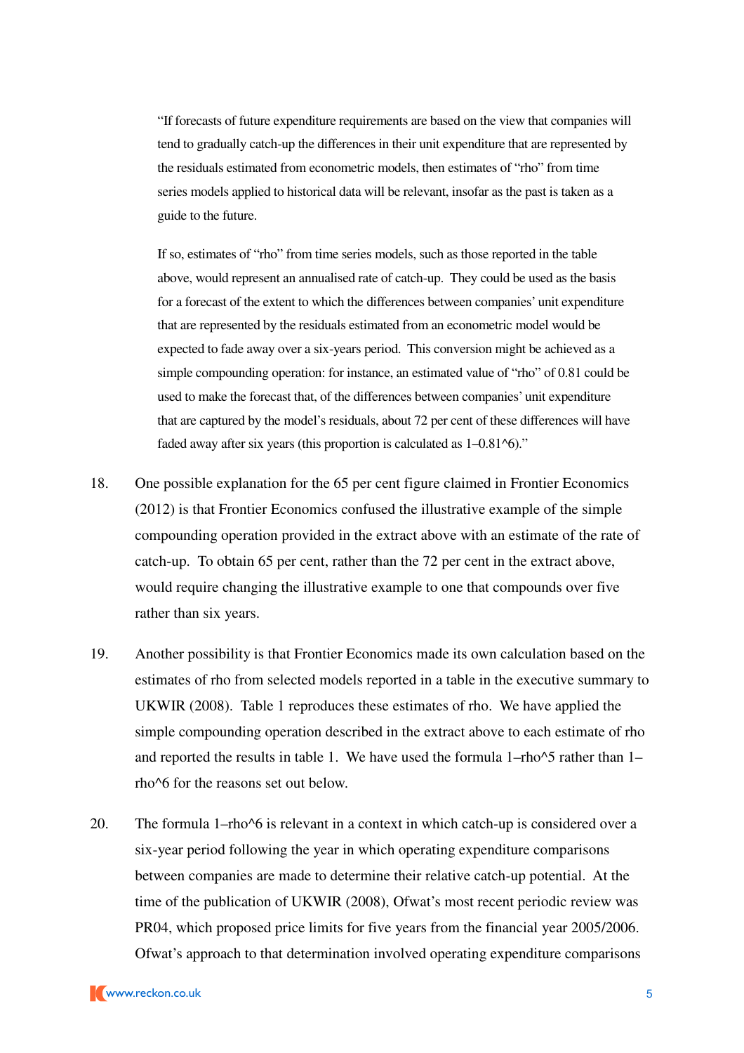> "If forecasts of future expenditure requirements are based on the view that companies will tend to gradually catch-up the differences in their unit expenditure that are represented by the residuals estimated from econometric models, then estimates of "rho" from time series models applied to historical data will be relevant, insofar as the past is taken as a guide to the future.
>
> If so, estimates of "rho" from time series models, such as those reported in the table above, would represent an annualised rate of catch-up. They could be used as the basis for a forecast of the extent to which the differences between companies' unit expenditure that are represented by the residuals estimated from an econometric model would be expected to fade away over a six-years period. This conversion might be achieved as a simple compounding operation: for instance, an estimated value of "rho" of 0.81 could be used to make the forecast that, of the differences between companies' unit expenditure that are captured by the model's residuals, about 72 per cent of these differences will have faded away after six years (this proportion is calculated as 1–0.81^6)."

18. One possible explanation for the 65 per cent figure claimed in Frontier Economics (2012) is that Frontier Economics confused the illustrative example of the simple compounding operation provided in the extract above with an estimate of the rate of catch-up. To obtain 65 per cent, rather than the 72 per cent in the extract above, would require changing the illustrative example to one that compounds over five rather than six years.

19. Another possibility is that Frontier Economics made its own calculation based on the estimates of rho from selected models reported in a table in the executive summary to UKWIR (2008). Table 1 reproduces these estimates of rho. We have applied the simple compounding operation described in the extract above to each estimate of rho and reported the results in table 1. We have used the formula 1–rho^5 rather than 1–rho^6 for the reasons set out below.

20. The formula 1–rho^6 is relevant in a context in which catch-up is considered over a six-year period following the year in which operating expenditure comparisons between companies are made to determine their relative catch-up potential. At the time of the publication of UKWIR (2008), Ofwat's most recent periodic review was PR04, which proposed price limits for five years from the financial year 2005/2006. Ofwat's approach to that determination involved operating expenditure comparisons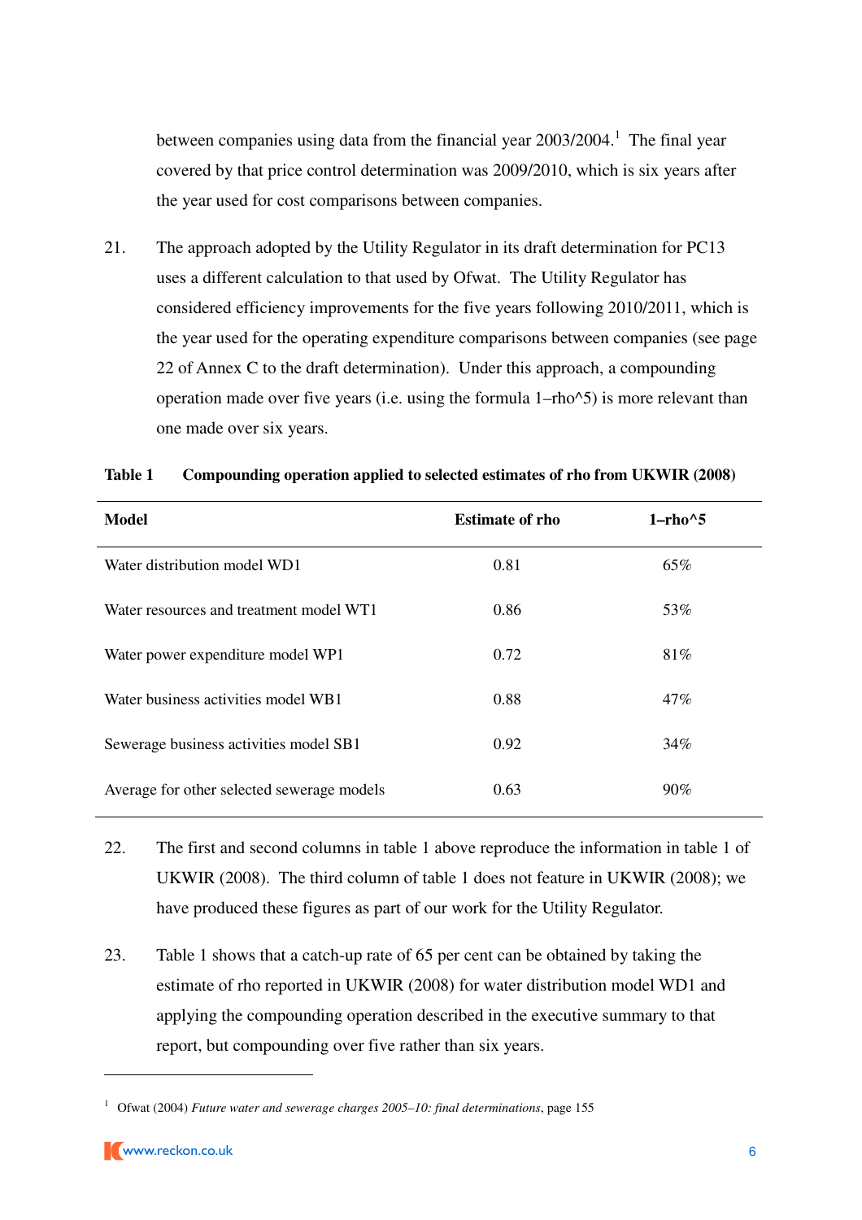between companies using data from the financial year 2003/2004.[1] The final year covered by that price control determination was 2009/2010, which is six years after the year used for cost comparisons between companies.

21. The approach adopted by the Utility Regulator in its draft determination for PC13 uses a different calculation to that used by Ofwat. The Utility Regulator has considered efficiency improvements for the five years following 2010/2011, which is the year used for the operating expenditure comparisons between companies (see page 22 of Annex C to the draft determination). Under this approach, a compounding operation made over five years (i.e. using the formula 1–rho^5) is more relevant than one made over six years.

**Table 1 Compounding operation applied to selected estimates of rho from UKWIR (2008)**

| Model | Estimate of rho | 1–rho^5 |
|---|---|---|
| Water distribution model WD1 | 0.81 | 65% |
| Water resources and treatment model WT1 | 0.86 | 53% |
| Water power expenditure model WP1 | 0.72 | 81% |
| Water business activities model WB1 | 0.88 | 47% |
| Sewerage business activities model SB1 | 0.92 | 34% |
| Average for other selected sewerage models | 0.63 | 90% |

22. The first and second columns in table 1 above reproduce the information in table 1 of UKWIR (2008). The third column of table 1 does not feature in UKWIR (2008); we have produced these figures as part of our work for the Utility Regulator.

23. Table 1 shows that a catch-up rate of 65 per cent can be obtained by taking the estimate of rho reported in UKWIR (2008) for water distribution model WD1 and applying the compounding operation described in the executive summary to that report, but compounding over five rather than six years.

[1] Ofwat (2004) *Future water and sewerage charges 2005–10: final determinations*, page 155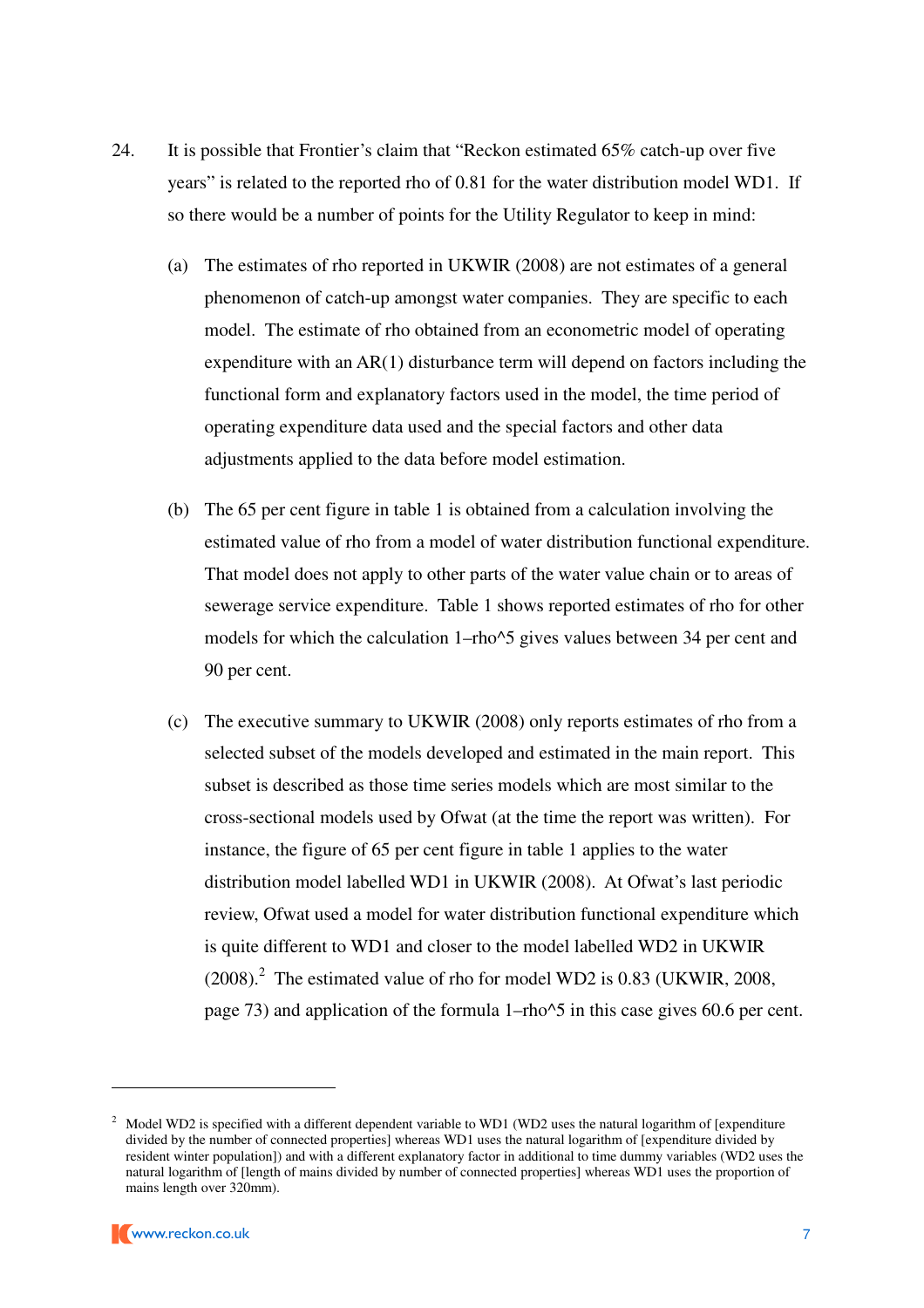24. It is possible that Frontier's claim that "Reckon estimated 65% catch-up over five years" is related to the reported rho of 0.81 for the water distribution model WD1. If so there would be a number of points for the Utility Regulator to keep in mind:

    (a) The estimates of rho reported in UKWIR (2008) are not estimates of a general phenomenon of catch-up amongst water companies. They are specific to each model. The estimate of rho obtained from an econometric model of operating expenditure with an AR(1) disturbance term will depend on factors including the functional form and explanatory factors used in the model, the time period of operating expenditure data used and the special factors and other data adjustments applied to the data before model estimation.

    (b) The 65 per cent figure in table 1 is obtained from a calculation involving the estimated value of rho from a model of water distribution functional expenditure. That model does not apply to other parts of the water value chain or to areas of sewerage service expenditure. Table 1 shows reported estimates of rho for other models for which the calculation 1–rho^5 gives values between 34 per cent and 90 per cent.

    (c) The executive summary to UKWIR (2008) only reports estimates of rho from a selected subset of the models developed and estimated in the main report. This subset is described as those time series models which are most similar to the cross-sectional models used by Ofwat (at the time the report was written). For instance, the figure of 65 per cent figure in table 1 applies to the water distribution model labelled WD1 in UKWIR (2008). At Ofwat's last periodic review, Ofwat used a model for water distribution functional expenditure which is quite different to WD1 and closer to the model labelled WD2 in UKWIR (2008).[2] The estimated value of rho for model WD2 is 0.83 (UKWIR, 2008, page 73) and application of the formula 1–rho^5 in this case gives 60.6 per cent.

---

[2] Model WD2 is specified with a different dependent variable to WD1 (WD2 uses the natural logarithm of [expenditure divided by the number of connected properties] whereas WD1 uses the natural logarithm of [expenditure divided by resident winter population]) and with a different explanatory factor in additional to time dummy variables (WD2 uses the natural logarithm of [length of mains divided by number of connected properties] whereas WD1 uses the proportion of mains length over 320mm).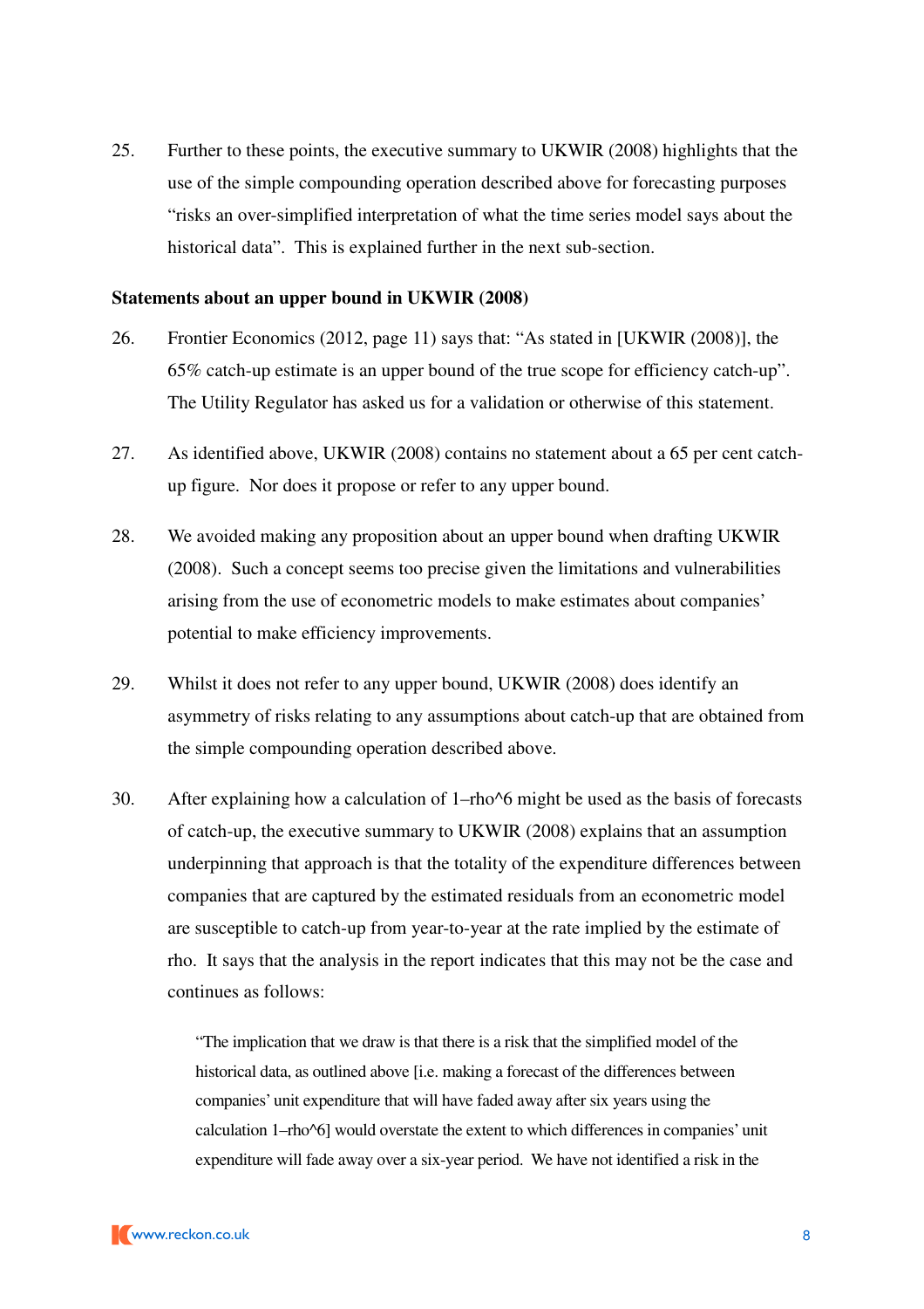25. Further to these points, the executive summary to UKWIR (2008) highlights that the use of the simple compounding operation described above for forecasting purposes "risks an over-simplified interpretation of what the time series model says about the historical data". This is explained further in the next sub-section.

**Statements about an upper bound in UKWIR (2008)**

26. Frontier Economics (2012, page 11) says that: "As stated in [UKWIR (2008)], the 65% catch-up estimate is an upper bound of the true scope for efficiency catch-up". The Utility Regulator has asked us for a validation or otherwise of this statement.

27. As identified above, UKWIR (2008) contains no statement about a 65 per cent catch-up figure. Nor does it propose or refer to any upper bound.

28. We avoided making any proposition about an upper bound when drafting UKWIR (2008). Such a concept seems too precise given the limitations and vulnerabilities arising from the use of econometric models to make estimates about companies' potential to make efficiency improvements.

29. Whilst it does not refer to any upper bound, UKWIR (2008) does identify an asymmetry of risks relating to any assumptions about catch-up that are obtained from the simple compounding operation described above.

30. After explaining how a calculation of 1–rho^6 might be used as the basis of forecasts of catch-up, the executive summary to UKWIR (2008) explains that an assumption underpinning that approach is that the totality of the expenditure differences between companies that are captured by the estimated residuals from an econometric model are susceptible to catch-up from year-to-year at the rate implied by the estimate of rho. It says that the analysis in the report indicates that this may not be the case and continues as follows:

> "The implication that we draw is that there is a risk that the simplified model of the historical data, as outlined above [i.e. making a forecast of the differences between companies' unit expenditure that will have faded away after six years using the calculation 1–rho^6] would overstate the extent to which differences in companies' unit expenditure will fade away over a six-year period. We have not identified a risk in the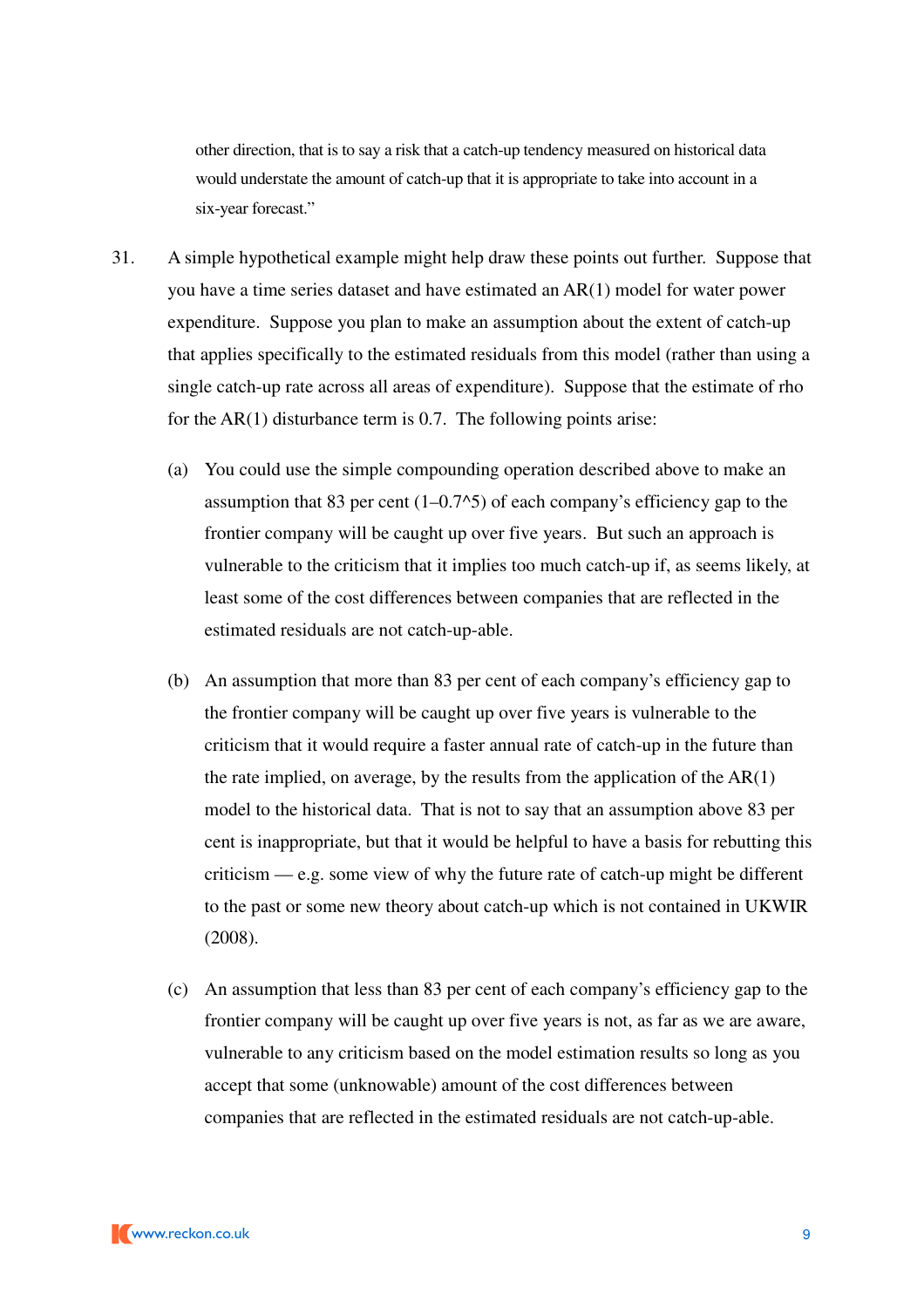other direction, that is to say a risk that a catch-up tendency measured on historical data would understate the amount of catch-up that it is appropriate to take into account in a six-year forecast."

31. A simple hypothetical example might help draw these points out further. Suppose that you have a time series dataset and have estimated an AR(1) model for water power expenditure. Suppose you plan to make an assumption about the extent of catch-up that applies specifically to the estimated residuals from this model (rather than using a single catch-up rate across all areas of expenditure). Suppose that the estimate of rho for the AR(1) disturbance term is 0.7. The following points arise:

    (a) You could use the simple compounding operation described above to make an assumption that 83 per cent ($1 - 0.7^5$) of each company's efficiency gap to the frontier company will be caught up over five years. But such an approach is vulnerable to the criticism that it implies too much catch-up if, as seems likely, at least some of the cost differences between companies that are reflected in the estimated residuals are not catch-up-able.

    (b) An assumption that more than 83 per cent of each company's efficiency gap to the frontier company will be caught up over five years is vulnerable to the criticism that it would require a faster annual rate of catch-up in the future than the rate implied, on average, by the results from the application of the AR(1) model to the historical data. That is not to say that an assumption above 83 per cent is inappropriate, but that it would be helpful to have a basis for rebutting this criticism — e.g. some view of why the future rate of catch-up might be different to the past or some new theory about catch-up which is not contained in UKWIR (2008).

    (c) An assumption that less than 83 per cent of each company's efficiency gap to the frontier company will be caught up over five years is not, as far as we are aware, vulnerable to any criticism based on the model estimation results so long as you accept that some (unknowable) amount of the cost differences between companies that are reflected in the estimated residuals are not catch-up-able.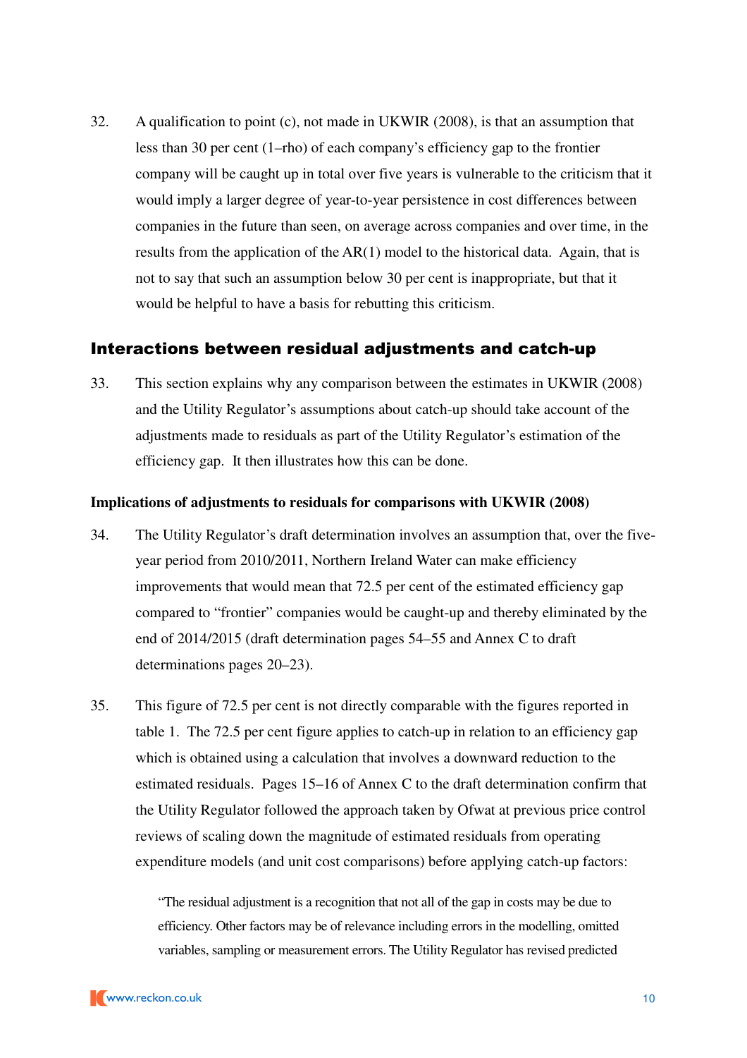32. A qualification to point (c), not made in UKWIR (2008), is that an assumption that less than 30 per cent (1–rho) of each company's efficiency gap to the frontier company will be caught up in total over five years is vulnerable to the criticism that it would imply a larger degree of year-to-year persistence in cost differences between companies in the future than seen, on average across companies and over time, in the results from the application of the AR(1) model to the historical data. Again, that is not to say that such an assumption below 30 per cent is inappropriate, but that it would be helpful to have a basis for rebutting this criticism.

## Interactions between residual adjustments and catch-up

33. This section explains why any comparison between the estimates in UKWIR (2008) and the Utility Regulator's assumptions about catch-up should take account of the adjustments made to residuals as part of the Utility Regulator's estimation of the efficiency gap. It then illustrates how this can be done.

### Implications of adjustments to residuals for comparisons with UKWIR (2008)

34. The Utility Regulator's draft determination involves an assumption that, over the five-year period from 2010/2011, Northern Ireland Water can make efficiency improvements that would mean that 72.5 per cent of the estimated efficiency gap compared to "frontier" companies would be caught-up and thereby eliminated by the end of 2014/2015 (draft determination pages 54–55 and Annex C to draft determinations pages 20–23).

35. This figure of 72.5 per cent is not directly comparable with the figures reported in table 1. The 72.5 per cent figure applies to catch-up in relation to an efficiency gap which is obtained using a calculation that involves a downward reduction to the estimated residuals. Pages 15–16 of Annex C to the draft determination confirm that the Utility Regulator followed the approach taken by Ofwat at previous price control reviews of scaling down the magnitude of estimated residuals from operating expenditure models (and unit cost comparisons) before applying catch-up factors:

> "The residual adjustment is a recognition that not all of the gap in costs may be due to efficiency. Other factors may be of relevance including errors in the modelling, omitted variables, sampling or measurement errors. The Utility Regulator has revised predicted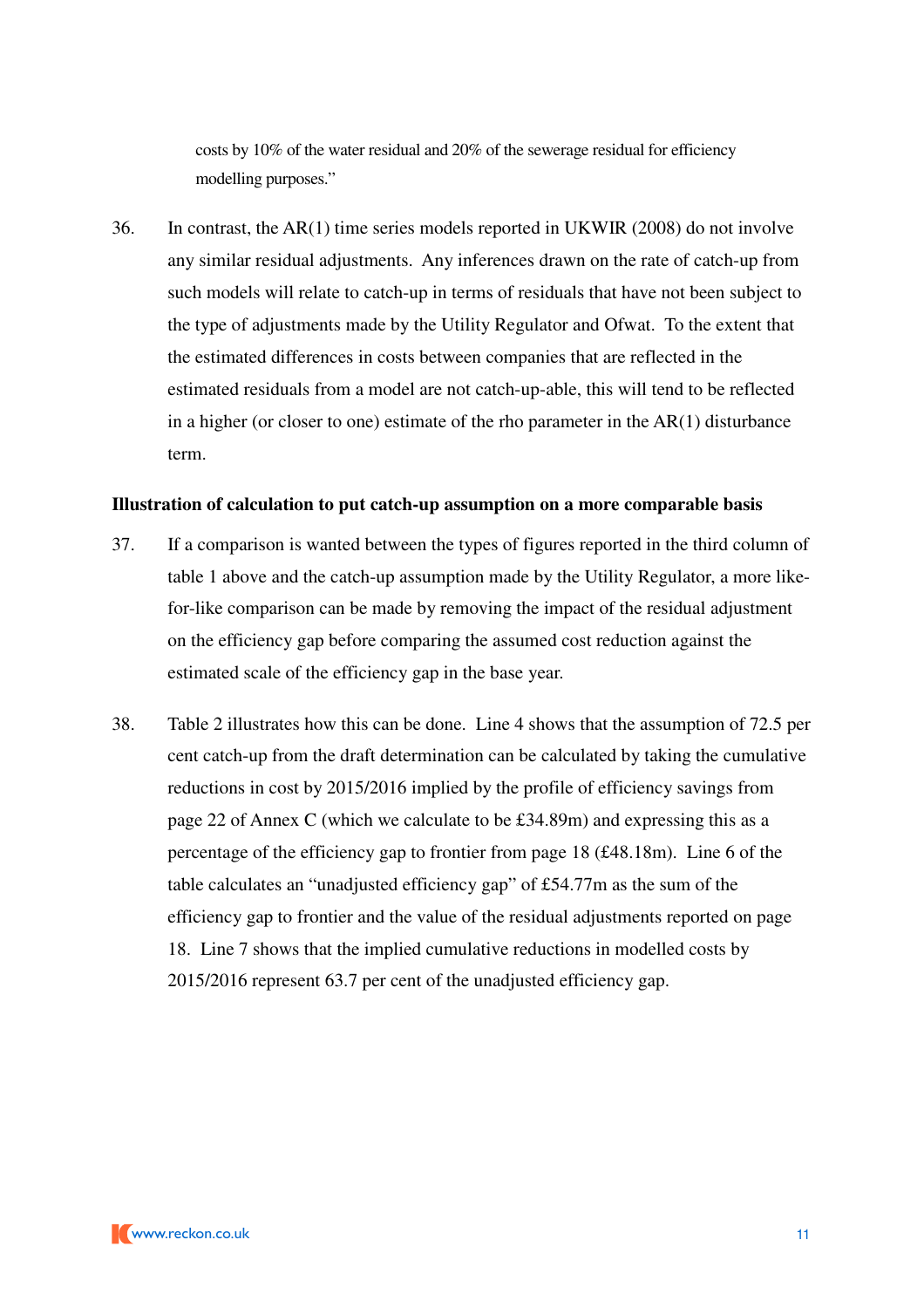costs by 10% of the water residual and 20% of the sewerage residual for efficiency modelling purposes."

36. In contrast, the AR(1) time series models reported in UKWIR (2008) do not involve any similar residual adjustments. Any inferences drawn on the rate of catch-up from such models will relate to catch-up in terms of residuals that have not been subject to the type of adjustments made by the Utility Regulator and Ofwat. To the extent that the estimated differences in costs between companies that are reflected in the estimated residuals from a model are not catch-up-able, this will tend to be reflected in a higher (or closer to one) estimate of the rho parameter in the AR(1) disturbance term.

**Illustration of calculation to put catch-up assumption on a more comparable basis**

37. If a comparison is wanted between the types of figures reported in the third column of table 1 above and the catch-up assumption made by the Utility Regulator, a more like-for-like comparison can be made by removing the impact of the residual adjustment on the efficiency gap before comparing the assumed cost reduction against the estimated scale of the efficiency gap in the base year.

38. Table 2 illustrates how this can be done. Line 4 shows that the assumption of 72.5 per cent catch-up from the draft determination can be calculated by taking the cumulative reductions in cost by 2015/2016 implied by the profile of efficiency savings from page 22 of Annex C (which we calculate to be £34.89m) and expressing this as a percentage of the efficiency gap to frontier from page 18 (£48.18m). Line 6 of the table calculates an "unadjusted efficiency gap" of £54.77m as the sum of the efficiency gap to frontier and the value of the residual adjustments reported on page 18. Line 7 shows that the implied cumulative reductions in modelled costs by 2015/2016 represent 63.7 per cent of the unadjusted efficiency gap.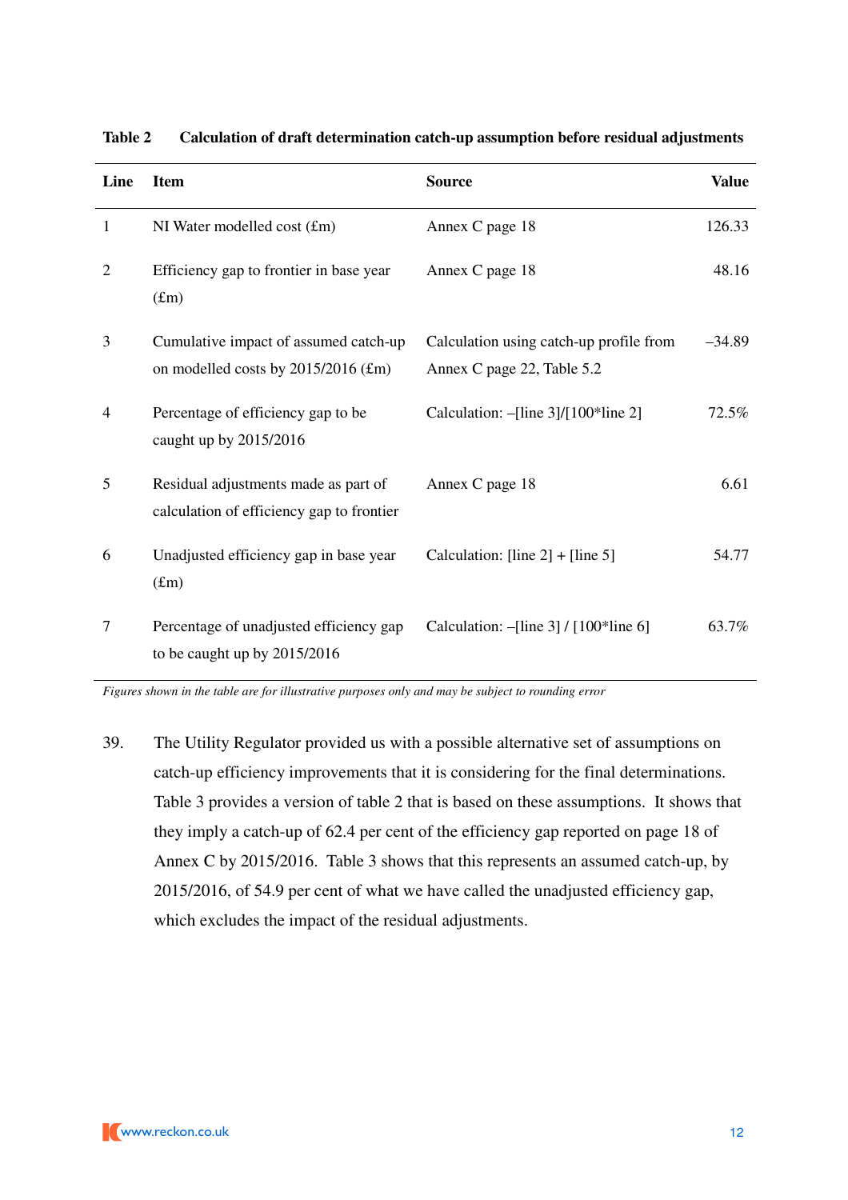**Table 2 Calculation of draft determination catch-up assumption before residual adjustments**

| Line | Item | Source | Value |
|---|---|---|---|
| 1 | NI Water modelled cost (£m) | Annex C page 18 | 126.33 |
| 2 | Efficiency gap to frontier in base year (£m) | Annex C page 18 | 48.16 |
| 3 | Cumulative impact of assumed catch-up on modelled costs by 2015/2016 (£m) | Calculation using catch-up profile from Annex C page 22, Table 5.2 | –34.89 |
| 4 | Percentage of efficiency gap to be caught up by 2015/2016 | Calculation: –[line 3]/[100*line 2] | 72.5% |
| 5 | Residual adjustments made as part of calculation of efficiency gap to frontier | Annex C page 18 | 6.61 |
| 6 | Unadjusted efficiency gap in base year (£m) | Calculation: [line 2] + [line 5] | 54.77 |
| 7 | Percentage of unadjusted efficiency gap to be caught up by 2015/2016 | Calculation: –[line 3] / [100*line 6] | 63.7% |

*Figures shown in the table are for illustrative purposes only and may be subject to rounding error*

39. The Utility Regulator provided us with a possible alternative set of assumptions on catch-up efficiency improvements that it is considering for the final determinations. Table 3 provides a version of table 2 that is based on these assumptions. It shows that they imply a catch-up of 62.4 per cent of the efficiency gap reported on page 18 of Annex C by 2015/2016. Table 3 shows that this represents an assumed catch-up, by 2015/2016, of 54.9 per cent of what we have called the unadjusted efficiency gap, which excludes the impact of the residual adjustments.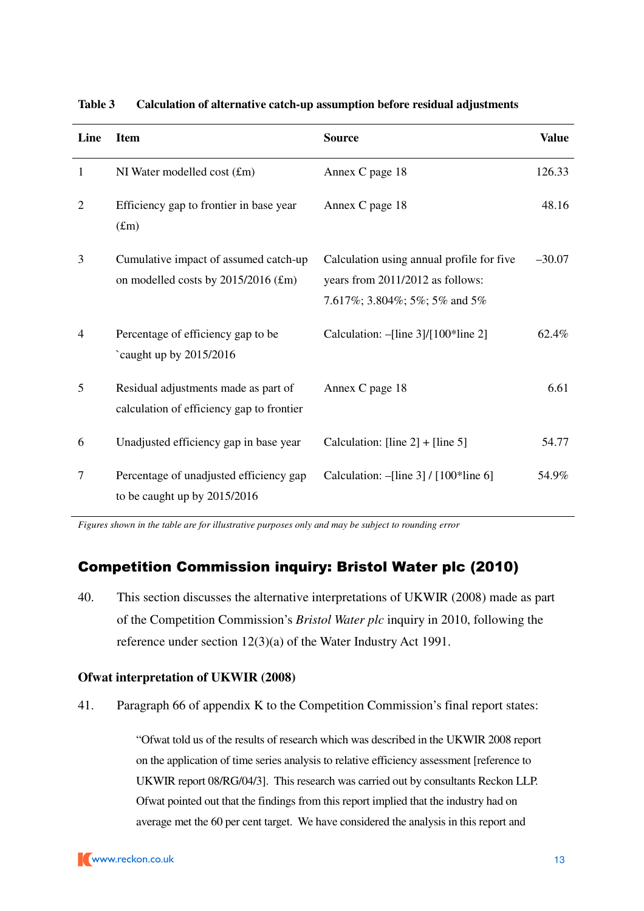**Table 3 Calculation of alternative catch-up assumption before residual adjustments**

| Line | Item | Source | Value |
|---|---|---|---|
| 1 | NI Water modelled cost (£m) | Annex C page 18 | 126.33 |
| 2 | Efficiency gap to frontier in base year (£m) | Annex C page 18 | 48.16 |
| 3 | Cumulative impact of assumed catch-up on modelled costs by 2015/2016 (£m) | Calculation using annual profile for five years from 2011/2012 as follows: 7.617%; 3.804%; 5%; 5% and 5% | –30.07 |
| 4 | Percentage of efficiency gap to be `caught up by 2015/2016 | Calculation: –[line 3]/[100*line 2] | 62.4% |
| 5 | Residual adjustments made as part of calculation of efficiency gap to frontier | Annex C page 18 | 6.61 |
| 6 | Unadjusted efficiency gap in base year | Calculation: [line 2] + [line 5] | 54.77 |
| 7 | Percentage of unadjusted efficiency gap to be caught up by 2015/2016 | Calculation: –[line 3] / [100*line 6] | 54.9% |

*Figures shown in the table are for illustrative purposes only and may be subject to rounding error*

## Competition Commission inquiry: Bristol Water plc (2010)

40. This section discusses the alternative interpretations of UKWIR (2008) made as part of the Competition Commission's *Bristol Water plc* inquiry in 2010, following the reference under section 12(3)(a) of the Water Industry Act 1991.

### Ofwat interpretation of UKWIR (2008)

41. Paragraph 66 of appendix K to the Competition Commission's final report states:

> "Ofwat told us of the results of research which was described in the UKWIR 2008 report on the application of time series analysis to relative efficiency assessment [reference to UKWIR report 08/RG/04/3]. This research was carried out by consultants Reckon LLP. Ofwat pointed out that the findings from this report implied that the industry had on average met the 60 per cent target. We have considered the analysis in this report and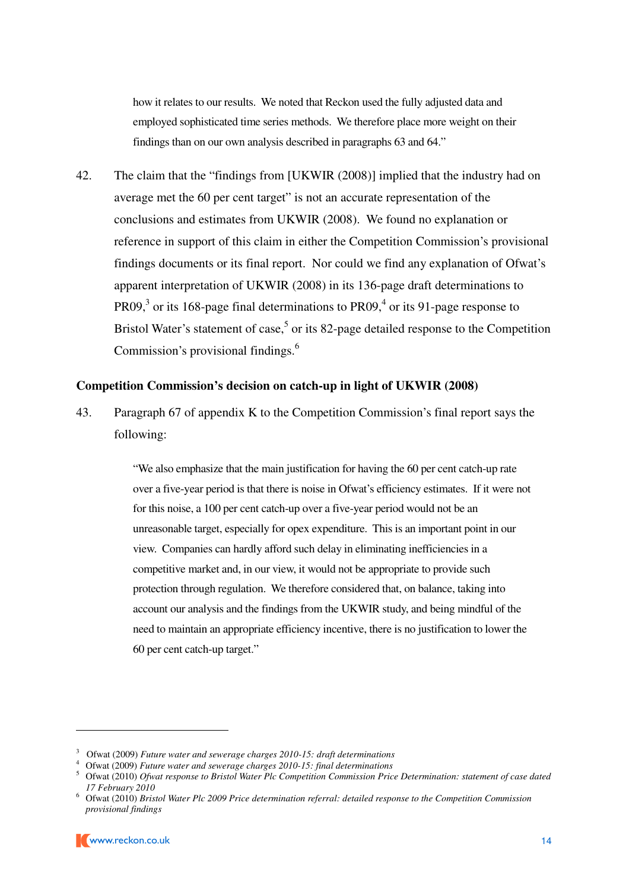how it relates to our results. We noted that Reckon used the fully adjusted data and employed sophisticated time series methods. We therefore place more weight on their findings than on our own analysis described in paragraphs 63 and 64."

42. The claim that the "findings from [UKWIR (2008)] implied that the industry had on average met the 60 per cent target" is not an accurate representation of the conclusions and estimates from UKWIR (2008). We found no explanation or reference in support of this claim in either the Competition Commission's provisional findings documents or its final report. Nor could we find any explanation of Ofwat's apparent interpretation of UKWIR (2008) in its 136-page draft determinations to PR09,[3] or its 168-page final determinations to PR09,[4] or its 91-page response to Bristol Water's statement of case,[5] or its 82-page detailed response to the Competition Commission's provisional findings.[6]

### Competition Commission's decision on catch-up in light of UKWIR (2008)

43. Paragraph 67 of appendix K to the Competition Commission's final report says the following:

> "We also emphasize that the main justification for having the 60 per cent catch-up rate over a five-year period is that there is noise in Ofwat's efficiency estimates. If it were not for this noise, a 100 per cent catch-up over a five-year period would not be an unreasonable target, especially for opex expenditure. This is an important point in our view. Companies can hardly afford such delay in eliminating inefficiencies in a competitive market and, in our view, it would not be appropriate to provide such protection through regulation. We therefore considered that, on balance, taking into account our analysis and the findings from the UKWIR study, and being mindful of the need to maintain an appropriate efficiency incentive, there is no justification to lower the 60 per cent catch-up target."

---

[3] Ofwat (2009) *Future water and sewerage charges 2010-15: draft determinations*

[4] Ofwat (2009) *Future water and sewerage charges 2010-15: final determinations*

[5] Ofwat (2010) *Ofwat response to Bristol Water Plc Competition Commission Price Determination: statement of case dated 17 February 2010*

[6] Ofwat (2010) *Bristol Water Plc 2009 Price determination referral: detailed response to the Competition Commission provisional findings*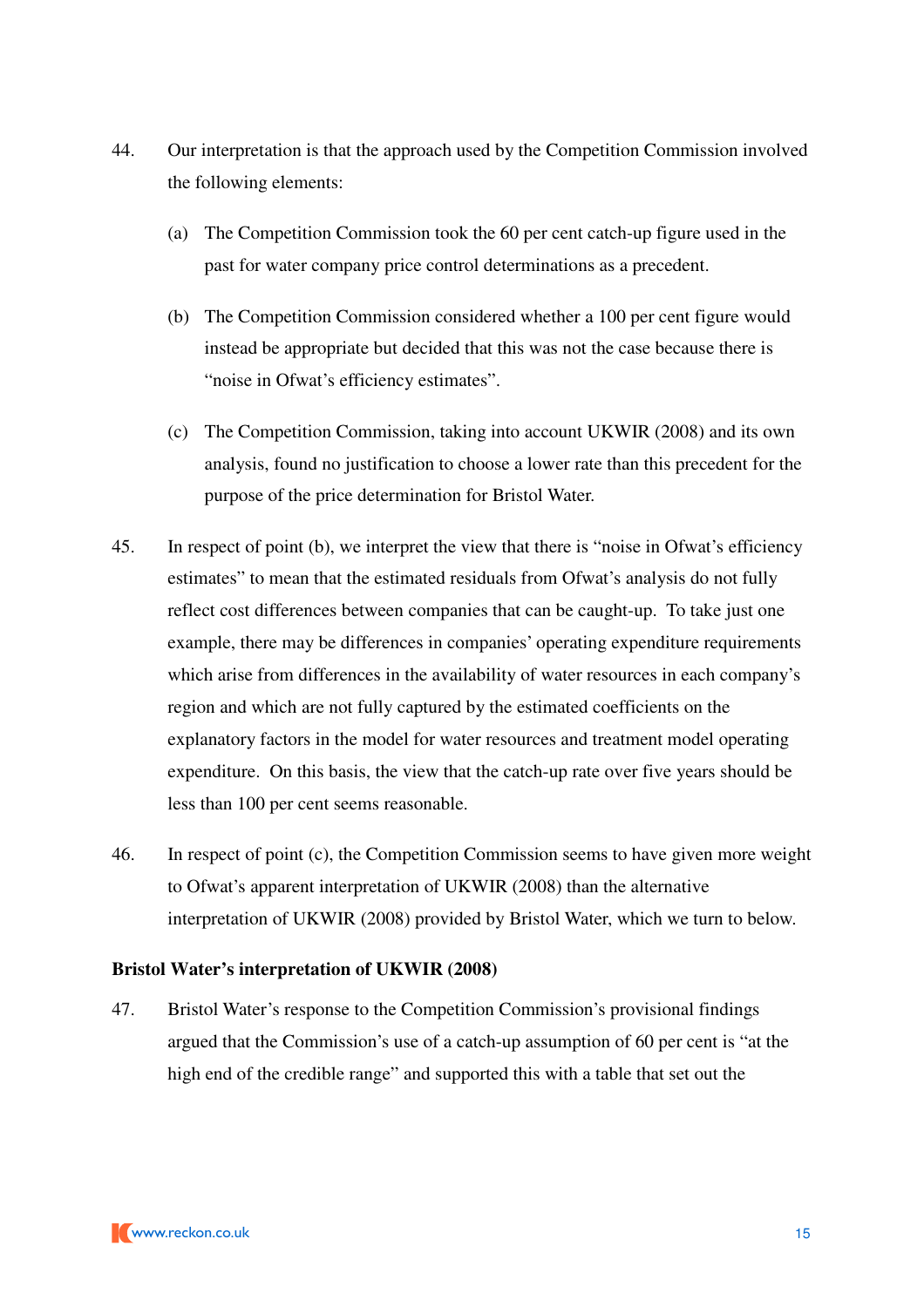44. Our interpretation is that the approach used by the Competition Commission involved the following elements:

    (a) The Competition Commission took the 60 per cent catch-up figure used in the past for water company price control determinations as a precedent.

    (b) The Competition Commission considered whether a 100 per cent figure would instead be appropriate but decided that this was not the case because there is "noise in Ofwat's efficiency estimates".

    (c) The Competition Commission, taking into account UKWIR (2008) and its own analysis, found no justification to choose a lower rate than this precedent for the purpose of the price determination for Bristol Water.

45. In respect of point (b), we interpret the view that there is "noise in Ofwat's efficiency estimates" to mean that the estimated residuals from Ofwat's analysis do not fully reflect cost differences between companies that can be caught-up. To take just one example, there may be differences in companies' operating expenditure requirements which arise from differences in the availability of water resources in each company's region and which are not fully captured by the estimated coefficients on the explanatory factors in the model for water resources and treatment model operating expenditure. On this basis, the view that the catch-up rate over five years should be less than 100 per cent seems reasonable.

46. In respect of point (c), the Competition Commission seems to have given more weight to Ofwat's apparent interpretation of UKWIR (2008) than the alternative interpretation of UKWIR (2008) provided by Bristol Water, which we turn to below.

**Bristol Water's interpretation of UKWIR (2008)**

47. Bristol Water's response to the Competition Commission's provisional findings argued that the Commission's use of a catch-up assumption of 60 per cent is "at the high end of the credible range" and supported this with a table that set out the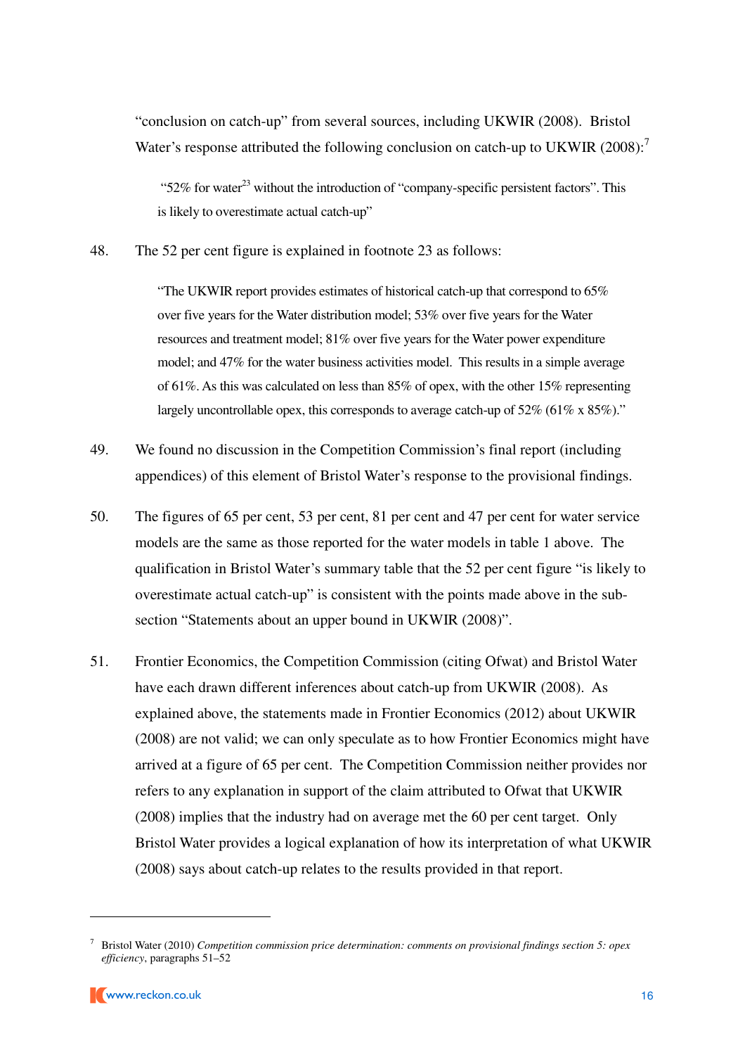"conclusion on catch-up" from several sources, including UKWIR (2008). Bristol Water's response attributed the following conclusion on catch-up to UKWIR (2008):[7]

> "52% for water[23] without the introduction of "company-specific persistent factors". This is likely to overestimate actual catch-up"

48. The 52 per cent figure is explained in footnote 23 as follows:

> "The UKWIR report provides estimates of historical catch-up that correspond to 65% over five years for the Water distribution model; 53% over five years for the Water resources and treatment model; 81% over five years for the Water power expenditure model; and 47% for the water business activities model. This results in a simple average of 61%. As this was calculated on less than 85% of opex, with the other 15% representing largely uncontrollable opex, this corresponds to average catch-up of 52% (61% x 85%)."

49. We found no discussion in the Competition Commission's final report (including appendices) of this element of Bristol Water's response to the provisional findings.

50. The figures of 65 per cent, 53 per cent, 81 per cent and 47 per cent for water service models are the same as those reported for the water models in table 1 above. The qualification in Bristol Water's summary table that the 52 per cent figure "is likely to overestimate actual catch-up" is consistent with the points made above in the sub-section "Statements about an upper bound in UKWIR (2008)".

51. Frontier Economics, the Competition Commission (citing Ofwat) and Bristol Water have each drawn different inferences about catch-up from UKWIR (2008). As explained above, the statements made in Frontier Economics (2012) about UKWIR (2008) are not valid; we can only speculate as to how Frontier Economics might have arrived at a figure of 65 per cent. The Competition Commission neither provides nor refers to any explanation in support of the claim attributed to Ofwat that UKWIR (2008) implies that the industry had on average met the 60 per cent target. Only Bristol Water provides a logical explanation of how its interpretation of what UKWIR (2008) says about catch-up relates to the results provided in that report.

---

[7] Bristol Water (2010) *Competition commission price determination: comments on provisional findings section 5: opex efficiency*, paragraphs 51–52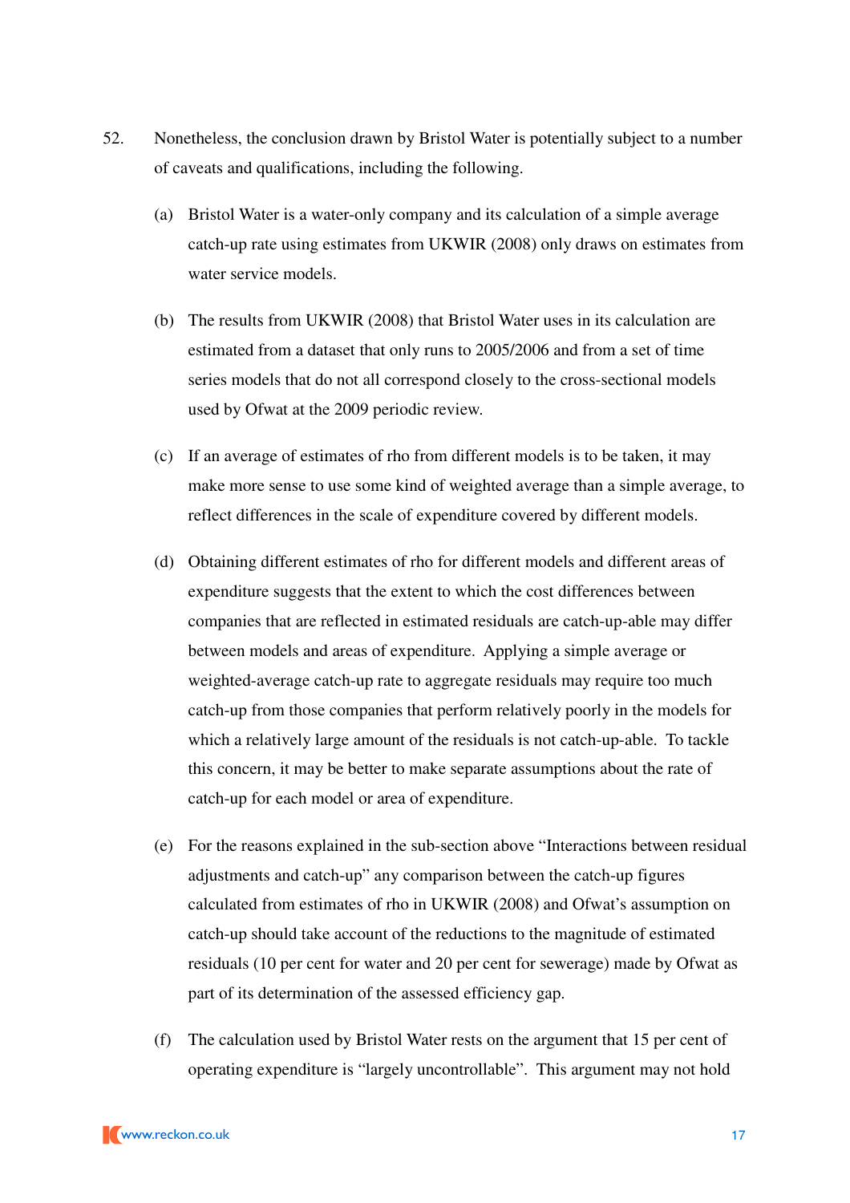52. Nonetheless, the conclusion drawn by Bristol Water is potentially subject to a number of caveats and qualifications, including the following.

   (a) Bristol Water is a water-only company and its calculation of a simple average catch-up rate using estimates from UKWIR (2008) only draws on estimates from water service models.

   (b) The results from UKWIR (2008) that Bristol Water uses in its calculation are estimated from a dataset that only runs to 2005/2006 and from a set of time series models that do not all correspond closely to the cross-sectional models used by Ofwat at the 2009 periodic review.

   (c) If an average of estimates of rho from different models is to be taken, it may make more sense to use some kind of weighted average than a simple average, to reflect differences in the scale of expenditure covered by different models.

   (d) Obtaining different estimates of rho for different models and different areas of expenditure suggests that the extent to which the cost differences between companies that are reflected in estimated residuals are catch-up-able may differ between models and areas of expenditure. Applying a simple average or weighted-average catch-up rate to aggregate residuals may require too much catch-up from those companies that perform relatively poorly in the models for which a relatively large amount of the residuals is not catch-up-able. To tackle this concern, it may be better to make separate assumptions about the rate of catch-up for each model or area of expenditure.

   (e) For the reasons explained in the sub-section above "Interactions between residual adjustments and catch-up" any comparison between the catch-up figures calculated from estimates of rho in UKWIR (2008) and Ofwat's assumption on catch-up should take account of the reductions to the magnitude of estimated residuals (10 per cent for water and 20 per cent for sewerage) made by Ofwat as part of its determination of the assessed efficiency gap.

   (f) The calculation used by Bristol Water rests on the argument that 15 per cent of operating expenditure is "largely uncontrollable". This argument may not hold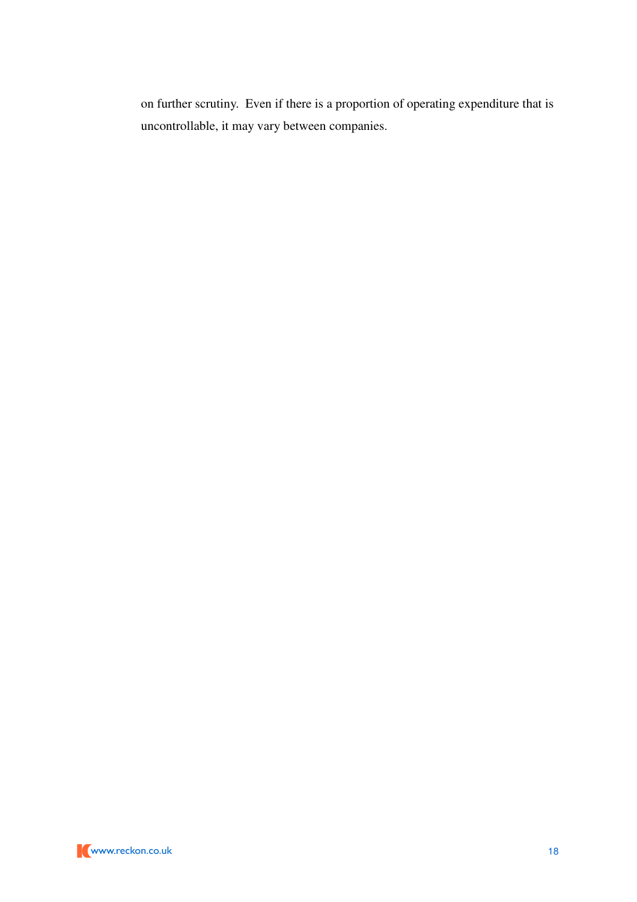on further scrutiny. Even if there is a proportion of operating expenditure that is uncontrollable, it may vary between companies.